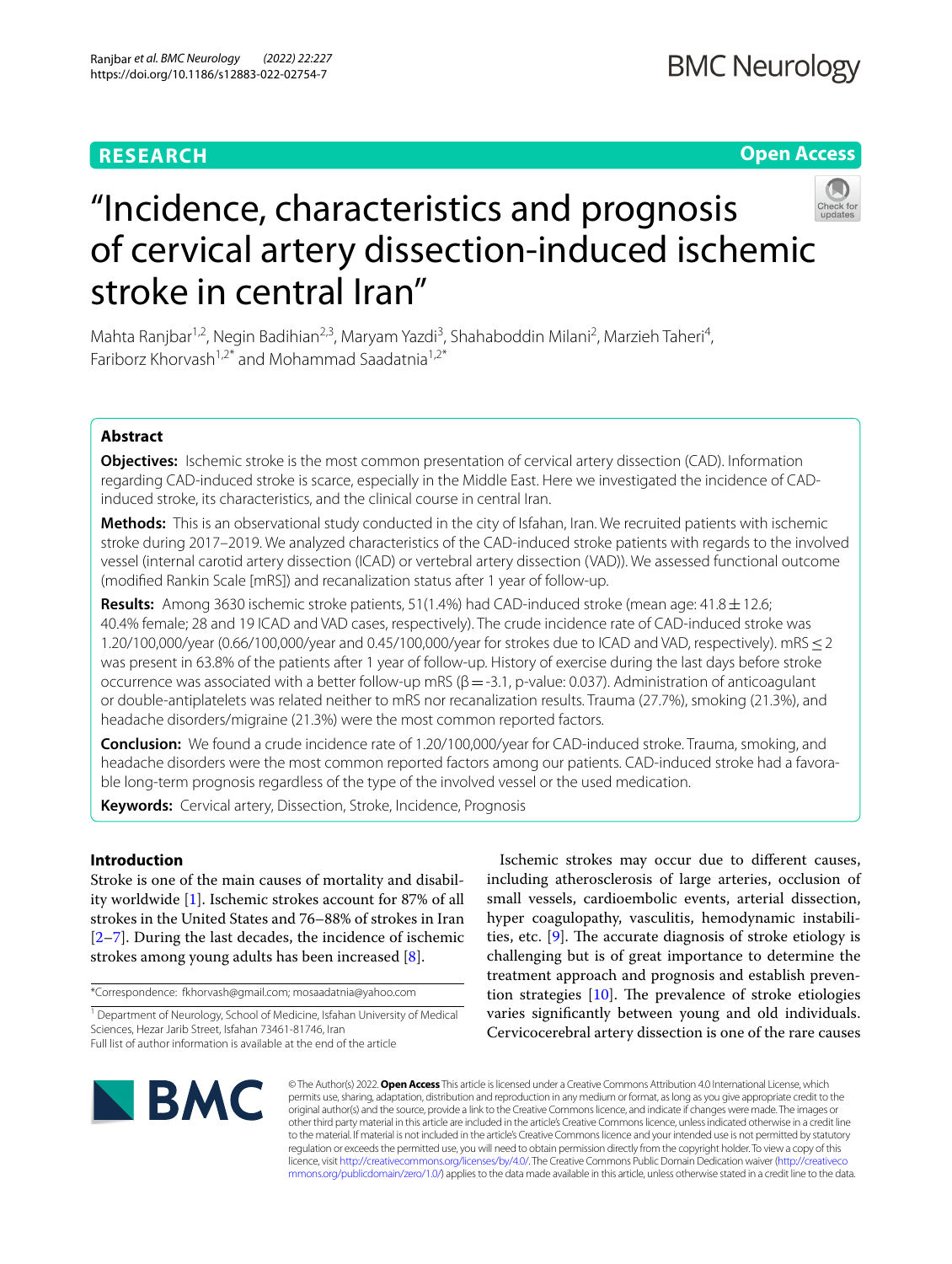# "Incidence, characteristics and prognosis of cervical artery dissection-induced ischemic stroke in central Iran"

Mahta Ranjbar[1,2], Negin Badihian[2,3], Maryam Yazdi[3], Shahaboddin Milani[2], Marzieh Taheri[4], Fariborz Khorvash[1,2*] and Mohammad Saadatnia[1,2*]

## Abstract

**Objectives:** Ischemic stroke is the most common presentation of cervical artery dissection (CAD). Information regarding CAD-induced stroke is scarce, especially in the Middle East. Here we investigated the incidence of CAD-induced stroke, its characteristics, and the clinical course in central Iran.

**Methods:** This is an observational study conducted in the city of Isfahan, Iran. We recruited patients with ischemic stroke during 2017–2019. We analyzed characteristics of the CAD-induced stroke patients with regards to the involved vessel (internal carotid artery dissection (ICAD) or vertebral artery dissection (VAD)). We assessed functional outcome (modified Rankin Scale [mRS]) and recanalization status after 1 year of follow-up.

**Results:** Among 3630 ischemic stroke patients, 51(1.4%) had CAD-induced stroke (mean age: 41.8 ± 12.6; 40.4% female; 28 and 19 ICAD and VAD cases, respectively). The crude incidence rate of CAD-induced stroke was 1.20/100,000/year (0.66/100,000/year and 0.45/100,000/year for strokes due to ICAD and VAD, respectively). mRS ≤ 2 was present in 63.8% of the patients after 1 year of follow-up. History of exercise during the last days before stroke occurrence was associated with a better follow-up mRS (β = -3.1, p-value: 0.037). Administration of anticoagulant or double-antiplatelets was related neither to mRS nor recanalization results. Trauma (27.7%), smoking (21.3%), and headache disorders/migraine (21.3%) were the most common reported factors.

**Conclusion:** We found a crude incidence rate of 1.20/100,000/year for CAD-induced stroke. Trauma, smoking, and headache disorders were the most common reported factors among our patients. CAD-induced stroke had a favorable long-term prognosis regardless of the type of the involved vessel or the used medication.

**Keywords:** Cervical artery, Dissection, Stroke, Incidence, Prognosis

## Introduction

Stroke is one of the main causes of mortality and disability worldwide [1]. Ischemic strokes account for 87% of all strokes in the United States and 76–88% of strokes in Iran [2–7]. During the last decades, the incidence of ischemic strokes among young adults has been increased [8].

Ischemic strokes may occur due to different causes, including atherosclerosis of large arteries, occlusion of small vessels, cardioembolic events, arterial dissection, hyper coagulopathy, vasculitis, hemodynamic instabilities, etc. [9]. The accurate diagnosis of stroke etiology is challenging but is of great importance to determine the treatment approach and prognosis and establish prevention strategies [10]. The prevalence of stroke etiologies varies significantly between young and old individuals. Cervicocerebral artery dissection is one of the rare causes

*Correspondence: fkhorvash@gmail.com; mosaadatnia@yahoo.com

[1] Department of Neurology, School of Medicine, Isfahan University of Medical Sciences, Hezar Jarib Street, Isfahan 73461-81746, Iran

Full list of author information is available at the end of the article

© The Author(s) 2022. **Open Access** This article is licensed under a Creative Commons Attribution 4.0 International License, which permits use, sharing, adaptation, distribution and reproduction in any medium or format, as long as you give appropriate credit to the original author(s) and the source, provide a link to the Creative Commons licence, and indicate if changes were made. The images or other third party material in this article are included in the article's Creative Commons licence, unless indicated otherwise in a credit line to the material. If material is not included in the article's Creative Commons licence and your intended use is not permitted by statutory regulation or exceeds the permitted use, you will need to obtain permission directly from the copyright holder. To view a copy of this licence, visit http://creativecommons.org/licenses/by/4.0/. The Creative Commons Public Domain Dedication waiver (http://creativecommons.org/publicdomain/zero/1.0/) applies to the data made available in this article, unless otherwise stated in a credit line to the data.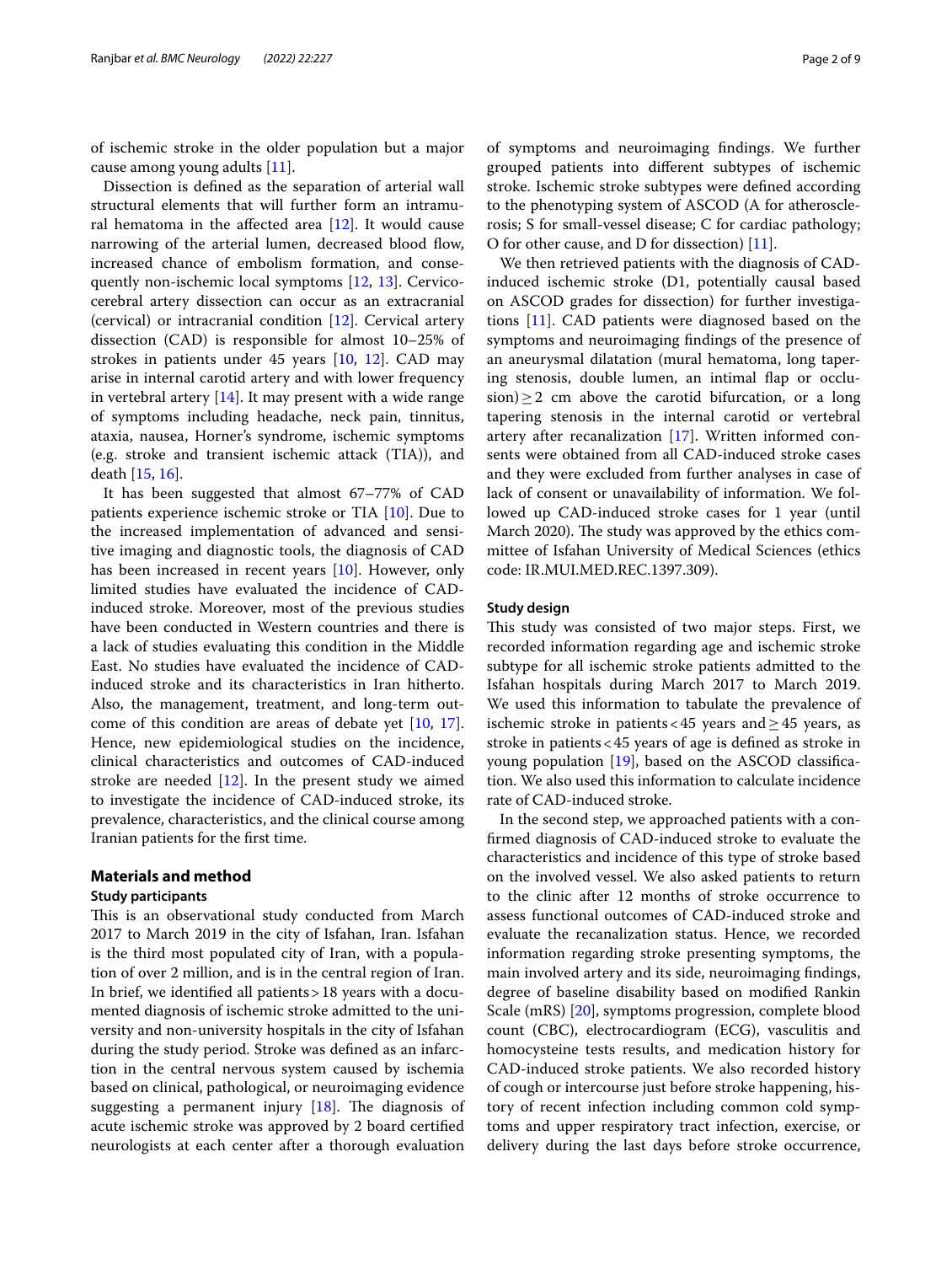of ischemic stroke in the older population but a major cause among young adults [11].

Dissection is defined as the separation of arterial wall structural elements that will further form an intramural hematoma in the affected area [12]. It would cause narrowing of the arterial lumen, decreased blood flow, increased chance of embolism formation, and consequently non-ischemic local symptoms [12, 13]. Cervicocerebral artery dissection can occur as an extracranial (cervical) or intracranial condition [12]. Cervical artery dissection (CAD) is responsible for almost 10–25% of strokes in patients under 45 years [10, 12]. CAD may arise in internal carotid artery and with lower frequency in vertebral artery [14]. It may present with a wide range of symptoms including headache, neck pain, tinnitus, ataxia, nausea, Horner's syndrome, ischemic symptoms (e.g. stroke and transient ischemic attack (TIA)), and death [15, 16].

It has been suggested that almost 67–77% of CAD patients experience ischemic stroke or TIA [10]. Due to the increased implementation of advanced and sensitive imaging and diagnostic tools, the diagnosis of CAD has been increased in recent years [10]. However, only limited studies have evaluated the incidence of CAD-induced stroke. Moreover, most of the previous studies have been conducted in Western countries and there is a lack of studies evaluating this condition in the Middle East. No studies have evaluated the incidence of CAD-induced stroke and its characteristics in Iran hitherto. Also, the management, treatment, and long-term outcome of this condition are areas of debate yet [10, 17]. Hence, new epidemiological studies on the incidence, clinical characteristics and outcomes of CAD-induced stroke are needed [12]. In the present study we aimed to investigate the incidence of CAD-induced stroke, its prevalence, characteristics, and the clinical course among Iranian patients for the first time.

## Materials and method

### Study participants

This is an observational study conducted from March 2017 to March 2019 in the city of Isfahan, Iran. Isfahan is the third most populated city of Iran, with a population of over 2 million, and is in the central region of Iran. In brief, we identified all patients > 18 years with a documented diagnosis of ischemic stroke admitted to the university and non-university hospitals in the city of Isfahan during the study period. Stroke was defined as an infarction in the central nervous system caused by ischemia based on clinical, pathological, or neuroimaging evidence suggesting a permanent injury [18]. The diagnosis of acute ischemic stroke was approved by 2 board certified neurologists at each center after a thorough evaluation of symptoms and neuroimaging findings. We further grouped patients into different subtypes of ischemic stroke. Ischemic stroke subtypes were defined according to the phenotyping system of ASCOD (A for atherosclerosis; S for small-vessel disease; C for cardiac pathology; O for other cause, and D for dissection) [11].

We then retrieved patients with the diagnosis of CAD-induced ischemic stroke (D1, potentially causal based on ASCOD grades for dissection) for further investigations [11]. CAD patients were diagnosed based on the symptoms and neuroimaging findings of the presence of an aneurysmal dilatation (mural hematoma, long tapering stenosis, double lumen, an intimal flap or occlusion) ≥ 2 cm above the carotid bifurcation, or a long tapering stenosis in the internal carotid or vertebral artery after recanalization [17]. Written informed consents were obtained from all CAD-induced stroke cases and they were excluded from further analyses in case of lack of consent or unavailability of information. We followed up CAD-induced stroke cases for 1 year (until March 2020). The study was approved by the ethics committee of Isfahan University of Medical Sciences (ethics code: IR.MUI.MED.REC.1397.309).

### Study design

This study was consisted of two major steps. First, we recorded information regarding age and ischemic stroke subtype for all ischemic stroke patients admitted to the Isfahan hospitals during March 2017 to March 2019. We used this information to tabulate the prevalence of ischemic stroke in patients < 45 years and ≥ 45 years, as stroke in patients < 45 years of age is defined as stroke in young population [19], based on the ASCOD classification. We also used this information to calculate incidence rate of CAD-induced stroke.

In the second step, we approached patients with a confirmed diagnosis of CAD-induced stroke to evaluate the characteristics and incidence of this type of stroke based on the involved vessel. We also asked patients to return to the clinic after 12 months of stroke occurrence to assess functional outcomes of CAD-induced stroke and evaluate the recanalization status. Hence, we recorded information regarding stroke presenting symptoms, the main involved artery and its side, neuroimaging findings, degree of baseline disability based on modified Rankin Scale (mRS) [20], symptoms progression, complete blood count (CBC), electrocardiogram (ECG), vasculitis and homocysteine tests results, and medication history for CAD-induced stroke patients. We also recorded history of cough or intercourse just before stroke happening, history of recent infection including common cold symptoms and upper respiratory tract infection, exercise, or delivery during the last days before stroke occurrence,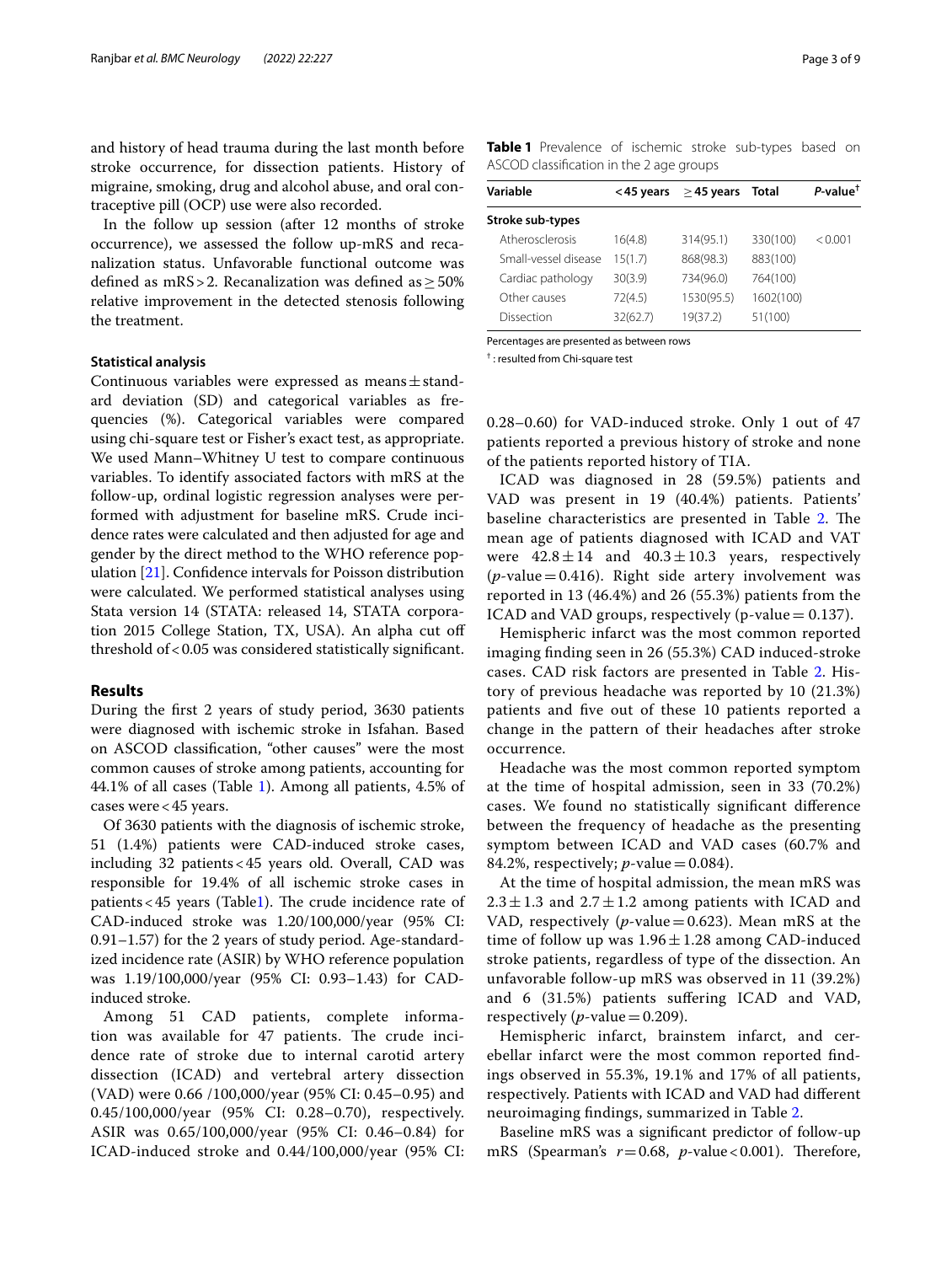and history of head trauma during the last month before stroke occurrence, for dissection patients. History of migraine, smoking, drug and alcohol abuse, and oral contraceptive pill (OCP) use were also recorded.

In the follow up session (after 12 months of stroke occurrence), we assessed the follow up-mRS and recanalization status. Unfavorable functional outcome was defined as mRS > 2. Recanalization was defined as ≥ 50% relative improvement in the detected stenosis following the treatment.

### Statistical analysis

Continuous variables were expressed as means ± standard deviation (SD) and categorical variables as frequencies (%). Categorical variables were compared using chi-square test or Fisher's exact test, as appropriate. We used Mann–Whitney U test to compare continuous variables. To identify associated factors with mRS at the follow-up, ordinal logistic regression analyses were performed with adjustment for baseline mRS. Crude incidence rates were calculated and then adjusted for age and gender by the direct method to the WHO reference population [21]. Confidence intervals for Poisson distribution were calculated. We performed statistical analyses using Stata version 14 (STATA: released 14, STATA corporation 2015 College Station, TX, USA). An alpha cut off threshold of < 0.05 was considered statistically significant.

## Results

During the first 2 years of study period, 3630 patients were diagnosed with ischemic stroke in Isfahan. Based on ASCOD classification, "other causes" were the most common causes of stroke among patients, accounting for 44.1% of all cases (Table 1). Among all patients, 4.5% of cases were < 45 years.

**Table 1** Prevalence of ischemic stroke sub-types based on ASCOD classification in the 2 age groups

| Variable | < 45 years | ≥ 45 years | Total | *P*-value[†] |
|---|---|---|---|---|
| **Stroke sub-types** | | | | |
| Atherosclerosis | 16(4.8) | 314(95.1) | 330(100) | < 0.001 |
| Small-vessel disease | 15(1.7) | 868(98.3) | 883(100) | |
| Cardiac pathology | 30(3.9) | 734(96.0) | 764(100) | |
| Other causes | 72(4.5) | 1530(95.5) | 1602(100) | |
| Dissection | 32(62.7) | 19(37.2) | 51(100) | |

Percentages are presented as between rows

[†]: resulted from Chi-square test

Of 3630 patients with the diagnosis of ischemic stroke, 51 (1.4%) patients were CAD-induced stroke cases, including 32 patients < 45 years old. Overall, CAD was responsible for 19.4% of all ischemic stroke cases in patients < 45 years (Table1). The crude incidence rate of CAD-induced stroke was 1.20/100,000/year (95% CI: 0.91–1.57) for the 2 years of study period. Age-standardized incidence rate (ASIR) by WHO reference population was 1.19/100,000/year (95% CI: 0.93–1.43) for CAD-induced stroke.

Among 51 CAD patients, complete information was available for 47 patients. The crude incidence rate of stroke due to internal carotid artery dissection (ICAD) and vertebral artery dissection (VAD) were 0.66 /100,000/year (95% CI: 0.45–0.95) and 0.45/100,000/year (95% CI: 0.28–0.70), respectively. ASIR was 0.65/100,000/year (95% CI: 0.46–0.84) for ICAD-induced stroke and 0.44/100,000/year (95% CI: 0.28–0.60) for VAD-induced stroke. Only 1 out of 47 patients reported a previous history of stroke and none of the patients reported history of TIA.

ICAD was diagnosed in 28 (59.5%) patients and VAD was present in 19 (40.4%) patients. Patients' baseline characteristics are presented in Table 2. The mean age of patients diagnosed with ICAD and VAT were 42.8 ± 14 and 40.3 ± 10.3 years, respectively (*p*-value = 0.416). Right side artery involvement was reported in 13 (46.4%) and 26 (55.3%) patients from the ICAD and VAD groups, respectively (p-value = 0.137).

Hemispheric infarct was the most common reported imaging finding seen in 26 (55.3%) CAD induced-stroke cases. CAD risk factors are presented in Table 2. History of previous headache was reported by 10 (21.3%) patients and five out of these 10 patients reported a change in the pattern of their headaches after stroke occurrence.

Headache was the most common reported symptom at the time of hospital admission, seen in 33 (70.2%) cases. We found no statistically significant difference between the frequency of headache as the presenting symptom between ICAD and VAD cases (60.7% and 84.2%, respectively; *p*-value = 0.084).

At the time of hospital admission, the mean mRS was 2.3 ± 1.3 and 2.7 ± 1.2 among patients with ICAD and VAD, respectively (*p*-value = 0.623). Mean mRS at the time of follow up was 1.96 ± 1.28 among CAD-induced stroke patients, regardless of type of the dissection. An unfavorable follow-up mRS was observed in 11 (39.2%) and 6 (31.5%) patients suffering ICAD and VAD, respectively (*p*-value = 0.209).

Hemispheric infarct, brainstem infarct, and cerebellar infarct were the most common reported findings observed in 55.3%, 19.1% and 17% of all patients, respectively. Patients with ICAD and VAD had different neuroimaging findings, summarized in Table 2.

Baseline mRS was a significant predictor of follow-up mRS (Spearman's $r = 0.68$, *p*-value < 0.001). Therefore,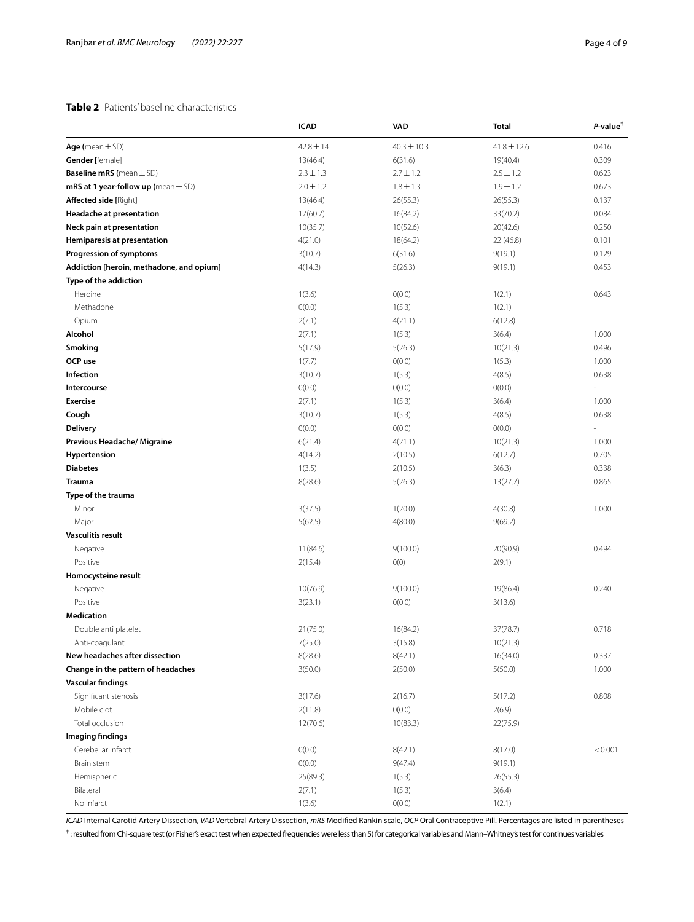**Table 2** Patients' baseline characteristics

| | ICAD | VAD | Total | *P*-value[†] |
|---|---|---|---|---|
| **Age** (mean ± SD) | 42.8 ± 14 | 40.3 ± 10.3 | 41.8 ± 12.6 | 0.416 |
| **Gender** [female] | 13(46.4) | 6(31.6) | 19(40.4) | 0.309 |
| **Baseline mRS** (mean ± SD) | 2.3 ± 1.3 | 2.7 ± 1.2 | 2.5 ± 1.2 | 0.623 |
| **mRS at 1 year-follow up** (mean ± SD) | 2.0 ± 1.2 | 1.8 ± 1.3 | 1.9 ± 1.2 | 0.673 |
| **Affected side** [Right] | 13(46.4) | 26(55.3) | 26(55.3) | 0.137 |
| **Headache at presentation** | 17(60.7) | 16(84.2) | 33(70.2) | 0.084 |
| **Neck pain at presentation** | 10(35.7) | 10(52.6) | 20(42.6) | 0.250 |
| **Hemiparesis at presentation** | 4(21.0) | 18(64.2) | 22 (46.8) | 0.101 |
| **Progression of symptoms** | 3(10.7) | 6(31.6) | 9(19.1) | 0.129 |
| **Addiction [heroin, methadone, and opium]** | 4(14.3) | 5(26.3) | 9(19.1) | 0.453 |
| **Type of the addiction** | | | | |
| Heroine | 1(3.6) | 0(0.0) | 1(2.1) | 0.643 |
| Methadone | 0(0.0) | 1(5.3) | 1(2.1) | |
| Opium | 2(7.1) | 4(21.1) | 6(12.8) | |
| **Alcohol** | 2(7.1) | 1(5.3) | 3(6.4) | 1.000 |
| **Smoking** | 5(17.9) | 5(26.3) | 10(21.3) | 0.496 |
| **OCP use** | 1(7.7) | 0(0.0) | 1(5.3) | 1.000 |
| **Infection** | 3(10.7) | 1(5.3) | 4(8.5) | 0.638 |
| **Intercourse** | 0(0.0) | 0(0.0) | 0(0.0) | - |
| **Exercise** | 2(7.1) | 1(5.3) | 3(6.4) | 1.000 |
| **Cough** | 3(10.7) | 1(5.3) | 4(8.5) | 0.638 |
| **Delivery** | 0(0.0) | 0(0.0) | 0(0.0) | - |
| **Previous Headache/ Migraine** | 6(21.4) | 4(21.1) | 10(21.3) | 1.000 |
| **Hypertension** | 4(14.2) | 2(10.5) | 6(12.7) | 0.705 |
| **Diabetes** | 1(3.5) | 2(10.5) | 3(6.3) | 0.338 |
| **Trauma** | 8(28.6) | 5(26.3) | 13(27.7) | 0.865 |
| **Type of the trauma** | | | | |
| Minor | 3(37.5) | 1(20.0) | 4(30.8) | 1.000 |
| Major | 5(62.5) | 4(80.0) | 9(69.2) | |
| **Vasculitis result** | | | | |
| Negative | 11(84.6) | 9(100.0) | 20(90.9) | 0.494 |
| Positive | 2(15.4) | 0(0) | 2(9.1) | |
| **Homocysteine result** | | | | |
| Negative | 10(76.9) | 9(100.0) | 19(86.4) | 0.240 |
| Positive | 3(23.1) | 0(0.0) | 3(13.6) | |
| **Medication** | | | | |
| Double anti platelet | 21(75.0) | 16(84.2) | 37(78.7) | 0.718 |
| Anti-coagulant | 7(25.0) | 3(15.8) | 10(21.3) | |
| **New headaches after dissection** | 8(28.6) | 8(42.1) | 16(34.0) | 0.337 |
| **Change in the pattern of headaches** | 3(50.0) | 2(50.0) | 5(50.0) | 1.000 |
| **Vascular findings** | | | | |
| Significant stenosis | 3(17.6) | 2(16.7) | 5(17.2) | 0.808 |
| Mobile clot | 2(11.8) | 0(0.0) | 2(6.9) | |
| Total occlusion | 12(70.6) | 10(83.3) | 22(75.9) | |
| **Imaging findings** | | | | |
| Cerebellar infarct | 0(0.0) | 8(42.1) | 8(17.0) | < 0.001 |
| Brain stem | 0(0.0) | 9(47.4) | 9(19.1) | |
| Hemispheric | 25(89.3) | 1(5.3) | 26(55.3) | |
| Bilateral | 2(7.1) | 1(5.3) | 3(6.4) | |
| No infarct | 1(3.6) | 0(0.0) | 1(2.1) | |

*ICAD* Internal Carotid Artery Dissection, *VAD* Vertebral Artery Dissection, *mRS* Modified Rankin scale, *OCP* Oral Contraceptive Pill. Percentages are listed in parentheses

[†] : resulted from Chi-square test (or Fisher's exact test when expected frequencies were less than 5) for categorical variables and Mann–Whitney's test for continues variables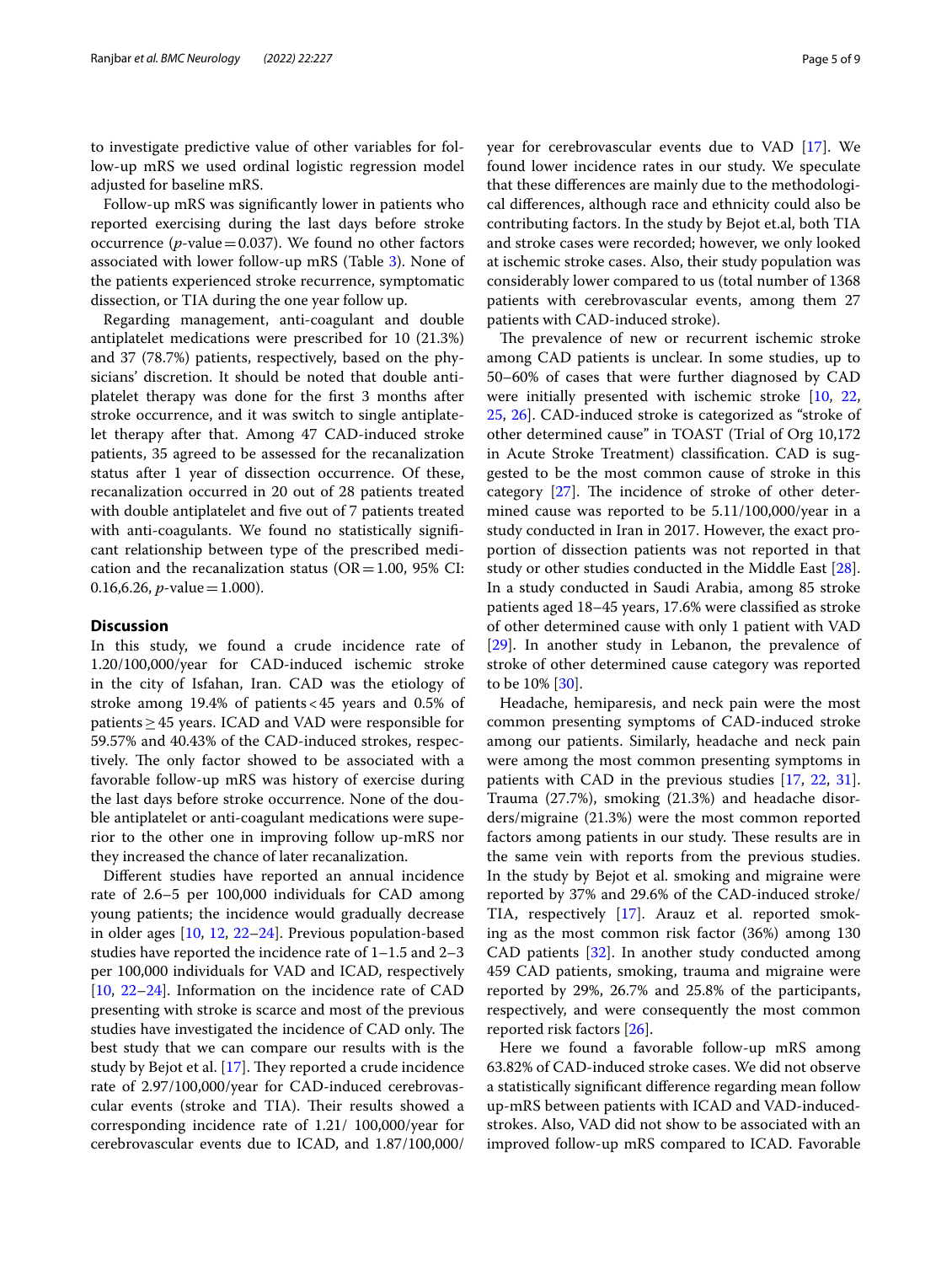to investigate predictive value of other variables for follow-up mRS we used ordinal logistic regression model adjusted for baseline mRS.

Follow-up mRS was significantly lower in patients who reported exercising during the last days before stroke occurrence (*p*-value = 0.037). We found no other factors associated with lower follow-up mRS (Table 3). None of the patients experienced stroke recurrence, symptomatic dissection, or TIA during the one year follow up.

Regarding management, anti-coagulant and double antiplatelet medications were prescribed for 10 (21.3%) and 37 (78.7%) patients, respectively, based on the physicians' discretion. It should be noted that double antiplatelet therapy was done for the first 3 months after stroke occurrence, and it was switch to single antiplatelet therapy after that. Among 47 CAD-induced stroke patients, 35 agreed to be assessed for the recanalization status after 1 year of dissection occurrence. Of these, recanalization occurred in 20 out of 28 patients treated with double antiplatelet and five out of 7 patients treated with anti-coagulants. We found no statistically significant relationship between type of the prescribed medication and the recanalization status (OR = 1.00, 95% CI: 0.16,6.26, *p*-value = 1.000).

## Discussion

In this study, we found a crude incidence rate of 1.20/100,000/year for CAD-induced ischemic stroke in the city of Isfahan, Iran. CAD was the etiology of stroke among 19.4% of patients < 45 years and 0.5% of patients ≥ 45 years. ICAD and VAD were responsible for 59.57% and 40.43% of the CAD-induced strokes, respectively. The only factor showed to be associated with a favorable follow-up mRS was history of exercise during the last days before stroke occurrence. None of the double antiplatelet or anti-coagulant medications were superior to the other one in improving follow up-mRS nor they increased the chance of later recanalization.

Different studies have reported an annual incidence rate of 2.6–5 per 100,000 individuals for CAD among young patients; the incidence would gradually decrease in older ages [10, 12, 22–24]. Previous population-based studies have reported the incidence rate of 1–1.5 and 2–3 per 100,000 individuals for VAD and ICAD, respectively [10, 22–24]. Information on the incidence rate of CAD presenting with stroke is scarce and most of the previous studies have investigated the incidence of CAD only. The best study that we can compare our results with is the study by Bejot et al. [17]. They reported a crude incidence rate of 2.97/100,000/year for CAD-induced cerebrovascular events (stroke and TIA). Their results showed a corresponding incidence rate of 1.21/ 100,000/year for cerebrovascular events due to ICAD, and 1.87/100,000/year for cerebrovascular events due to VAD [17]. We found lower incidence rates in our study. We speculate that these differences are mainly due to the methodological differences, although race and ethnicity could also be contributing factors. In the study by Bejot et.al, both TIA and stroke cases were recorded; however, we only looked at ischemic stroke cases. Also, their study population was considerably lower compared to us (total number of 1368 patients with cerebrovascular events, among them 27 patients with CAD-induced stroke).

The prevalence of new or recurrent ischemic stroke among CAD patients is unclear. In some studies, up to 50–60% of cases that were further diagnosed by CAD were initially presented with ischemic stroke [10, 22, 25, 26]. CAD-induced stroke is categorized as "stroke of other determined cause" in TOAST (Trial of Org 10,172 in Acute Stroke Treatment) classification. CAD is suggested to be the most common cause of stroke in this category [27]. The incidence of stroke of other determined cause was reported to be 5.11/100,000/year in a study conducted in Iran in 2017. However, the exact proportion of dissection patients was not reported in that study or other studies conducted in the Middle East [28]. In a study conducted in Saudi Arabia, among 85 stroke patients aged 18–45 years, 17.6% were classified as stroke of other determined cause with only 1 patient with VAD [29]. In another study in Lebanon, the prevalence of stroke of other determined cause category was reported to be 10% [30].

Headache, hemiparesis, and neck pain were the most common presenting symptoms of CAD-induced stroke among our patients. Similarly, headache and neck pain were among the most common presenting symptoms in patients with CAD in the previous studies [17, 22, 31]. Trauma (27.7%), smoking (21.3%) and headache disorders/migraine (21.3%) were the most common reported factors among patients in our study. These results are in the same vein with reports from the previous studies. In the study by Bejot et al. smoking and migraine were reported by 37% and 29.6% of the CAD-induced stroke/TIA, respectively [17]. Arauz et al. reported smoking as the most common risk factor (36%) among 130 CAD patients [32]. In another study conducted among 459 CAD patients, smoking, trauma and migraine were reported by 29%, 26.7% and 25.8% of the participants, respectively, and were consequently the most common reported risk factors [26].

Here we found a favorable follow-up mRS among 63.82% of CAD-induced stroke cases. We did not observe a statistically significant difference regarding mean follow up-mRS between patients with ICAD and VAD-induced-strokes. Also, VAD did not show to be associated with an improved follow-up mRS compared to ICAD. Favorable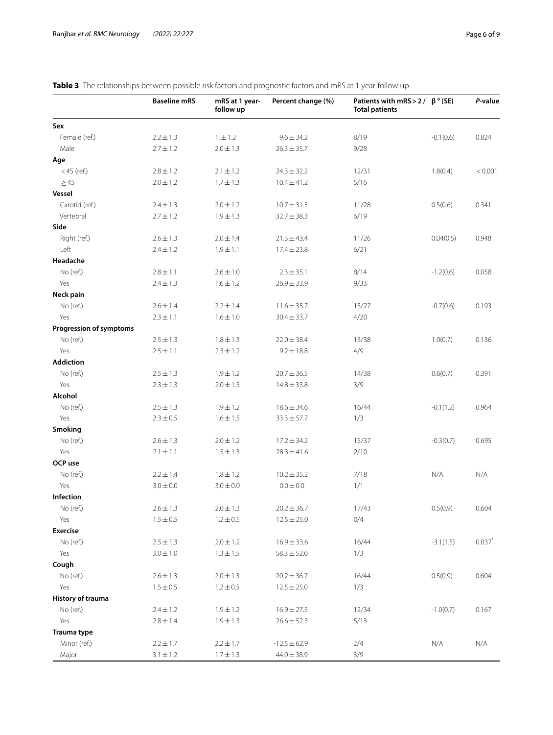**Table 3** The relationships between possible risk factors and prognostic factors and mRS at 1 year-follow up

| | Baseline mRS | mRS at 1 year-follow up | Percent change (%) | Patients with mRS > 2 / Total patients | β [a] (SE) | *P*-value |
|---|---|---|---|---|---|---|
| **Sex** | | | | | | |
| Female (ref.) | 2.2 ± 1.3 | 1. ± 1.2 | 9.6 ± 34.2 | 8/19 | -0.1(0.6) | 0.824 |
| Male | 2.7 ± 1.2 | 2.0 ± 1.3 | 26.3 ± 35.7 | 9/28 | | |
| **Age** | | | | | | |
| < 45 (ref.) | 2.8 ± 1.2 | 2.1 ± 1.2 | 24.3 ± 32.2 | 12/31 | 1.8(0.4) | < 0.001 |
| ≥ 45 | 2.0 ± 1.2 | 1.7 ± 1.3 | 10.4 ± 41.2 | 5/16 | | |
| **Vessel** | | | | | | |
| Carotid (ref.) | 2.4 ± 1.3 | 2.0 ± 1.2 | 10.7 ± 31.5 | 11/28 | 0.5(0.6) | 0.341 |
| Vertebral | 2.7 ± 1.2 | 1.9 ± 1.3 | 32.7 ± 38.3 | 6/19 | | |
| **Side** | | | | | | |
| Right (ref.) | 2.6 ± 1.3 | 2.0 ± 1.4 | 21.3 ± 43.4 | 11/26 | 0.04(0.5) | 0.948 |
| Left | 2.4 ± 1.2 | 1.9 ± 1.1 | 17.4 ± 23.8 | 6/21 | | |
| **Headache** | | | | | | |
| No (ref.) | 2.8 ± 1.1 | 2.6 ± 1.0 | 2.3 ± 35.1 | 8/14 | -1.2(0.6) | 0.058 |
| Yes | 2.4 ± 1.3 | 1.6 ± 1.2 | 26.9 ± 33.9 | 9/33 | | |
| **Neck pain** | | | | | | |
| No (ref.) | 2.6 ± 1.4 | 2.2 ± 1.4 | 11.6 ± 35.7 | 13/27 | -0.7(0.6) | 0.193 |
| Yes | 2.3 ± 1.1 | 1.6 ± 1.0 | 30.4 ± 33.7 | 4/20 | | |
| **Progression of symptoms** | | | | | | |
| No (ref.) | 2.5 ± 1.3 | 1.8 ± 1.3 | 22.0 ± 38.4 | 13/38 | 1.0(0.7) | 0.136 |
| Yes | 2.5 ± 1.1 | 2.3 ± 1.2 | 9.2 ± 18.8 | 4/9 | | |
| **Addiction** | | | | | | |
| No (ref.) | 2.5 ± 1.3 | 1.9 ± 1.2 | 20.7 ± 36.5 | 14/38 | 0.6(0.7) | 0.391 |
| Yes | 2.3 ± 1.3 | 2.0 ± 1.5 | 14.8 ± 33.8 | 3/9 | | |
| **Alcohol** | | | | | | |
| No (ref.) | 2.5 ± 1.3 | 1.9 ± 1.2 | 18.6 ± 34.6 | 16/44 | -0.1(1.2) | 0.964 |
| Yes | 2.3 ± 0.5 | 1.6 ± 1.5 | 33.3 ± 57.7 | 1/3 | | |
| **Smoking** | | | | | | |
| No (ref.) | 2.6 ± 1.3 | 2.0 ± 1.2 | 17.2 ± 34.2 | 15/37 | -0.3(0.7) | 0.695 |
| Yes | 2.1 ± 1.1 | 1.5 ± 1.3 | 28.3 ± 41.6 | 2/10 | | |
| **OCP use** | | | | | | |
| No (ref.) | 2.2 ± 1.4 | 1.8 ± 1.2 | 10.2 ± 35.2 | 7/18 | N/A | N/A |
| Yes | 3.0 ± 0.0 | 3.0 ± 0.0 | 0.0 ± 0.0 | 1/1 | | |
| **Infection** | | | | | | |
| No (ref.) | 2.6 ± 1.3 | 2.0 ± 1.3 | 20.2 ± 36.7 | 17/43 | 0.5(0.9) | 0.604 |
| Yes | 1.5 ± 0.5 | 1.2 ± 0.5 | 12.5 ± 25.0 | 0/4 | | |
| **Exercise** | | | | | | |
| No (ref.) | 2.5 ± 1.3 | 2.0 ± 1.2 | 16.9 ± 33.6 | 16/44 | -3.1(1.5) | 0.037* |
| Yes | 3.0 ± 1.0 | 1.3 ± 1.5 | 58.3 ± 52.0 | 1/3 | | |
| **Cough** | | | | | | |
| No (ref.) | 2.6 ± 1.3 | 2.0 ± 1.3 | 20.2 ± 36.7 | 16/44 | 0.5(0.9) | 0.604 |
| Yes | 1.5 ± 0.5 | 1.2 ± 0.5 | 12.5 ± 25.0 | 1/3 | | |
| **History of trauma** | | | | | | |
| No (ref.) | 2.4 ± 1.2 | 1.9 ± 1.2 | 16.9 ± 27.5 | 12/34 | -1.0(0.7) | 0.167 |
| Yes | 2.8 ± 1.4 | 1.9 ± 1.3 | 26.6 ± 52.3 | 5/13 | | |
| **Trauma type** | | | | | | |
| Minor (ref.) | 2.2 ± 1.7 | 2.2 ± 1.7 | -12.5 ± 62.9 | 2/4 | N/A | N/A |
| Major | 3.1 ± 1.2 | 1.7 ± 1.3 | 44.0 ± 38.9 | 3/9 | | |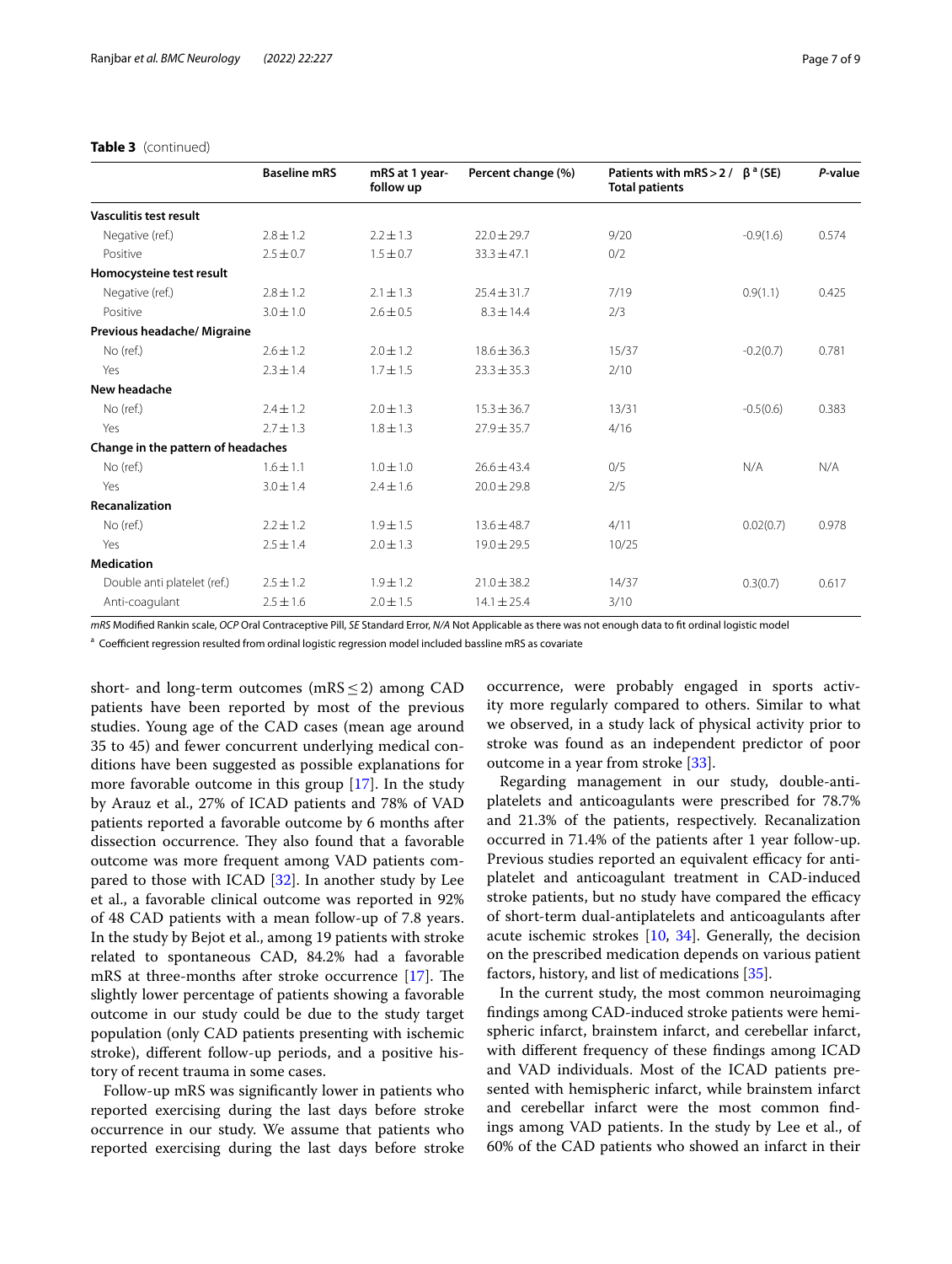**Table 3** (continued)

| | Baseline mRS | mRS at 1 year-follow up | Percent change (%) | Patients with mRS > 2 / Total patients | β [a] (SE) | *P*-value |
|---|---|---|---|---|---|---|
| **Vasculitis test result** | | | | | | |
| Negative (ref.) | 2.8 ± 1.2 | 2.2 ± 1.3 | 22.0 ± 29.7 | 9/20 | -0.9(1.6) | 0.574 |
| Positive | 2.5 ± 0.7 | 1.5 ± 0.7 | 33.3 ± 47.1 | 0/2 | | |
| **Homocysteine test result** | | | | | | |
| Negative (ref.) | 2.8 ± 1.2 | 2.1 ± 1.3 | 25.4 ± 31.7 | 7/19 | 0.9(1.1) | 0.425 |
| Positive | 3.0 ± 1.0 | 2.6 ± 0.5 | 8.3 ± 14.4 | 2/3 | | |
| **Previous headache/ Migraine** | | | | | | |
| No (ref.) | 2.6 ± 1.2 | 2.0 ± 1.2 | 18.6 ± 36.3 | 15/37 | -0.2(0.7) | 0.781 |
| Yes | 2.3 ± 1.4 | 1.7 ± 1.5 | 23.3 ± 35.3 | 2/10 | | |
| **New headache** | | | | | | |
| No (ref.) | 2.4 ± 1.2 | 2.0 ± 1.3 | 15.3 ± 36.7 | 13/31 | -0.5(0.6) | 0.383 |
| Yes | 2.7 ± 1.3 | 1.8 ± 1.3 | 27.9 ± 35.7 | 4/16 | | |
| **Change in the pattern of headaches** | | | | | | |
| No (ref.) | 1.6 ± 1.1 | 1.0 ± 1.0 | 26.6 ± 43.4 | 0/5 | N/A | N/A |
| Yes | 3.0 ± 1.4 | 2.4 ± 1.6 | 20.0 ± 29.8 | 2/5 | | |
| **Recanalization** | | | | | | |
| No (ref.) | 2.2 ± 1.2 | 1.9 ± 1.5 | 13.6 ± 48.7 | 4/11 | 0.02(0.7) | 0.978 |
| Yes | 2.5 ± 1.4 | 2.0 ± 1.3 | 19.0 ± 29.5 | 10/25 | | |
| **Medication** | | | | | | |
| Double anti platelet (ref.) | 2.5 ± 1.2 | 1.9 ± 1.2 | 21.0 ± 38.2 | 14/37 | 0.3(0.7) | 0.617 |
| Anti-coagulant | 2.5 ± 1.6 | 2.0 ± 1.5 | 14.1 ± 25.4 | 3/10 | | |

*mRS* Modified Rankin scale, *OCP* Oral Contraceptive Pill, *SE* Standard Error, *N/A* Not Applicable as there was not enough data to fit ordinal logistic model

[a] Coefficient regression resulted from ordinal logistic regression model included bassline mRS as covariate

short- and long-term outcomes (mRS ≤ 2) among CAD patients have been reported by most of the previous studies. Young age of the CAD cases (mean age around 35 to 45) and fewer concurrent underlying medical conditions have been suggested as possible explanations for more favorable outcome in this group [17]. In the study by Arauz et al., 27% of ICAD patients and 78% of VAD patients reported a favorable outcome by 6 months after dissection occurrence. They also found that a favorable outcome was more frequent among VAD patients compared to those with ICAD [32]. In another study by Lee et al., a favorable clinical outcome was reported in 92% of 48 CAD patients with a mean follow-up of 7.8 years. In the study by Bejot et al., among 19 patients with stroke related to spontaneous CAD, 84.2% had a favorable mRS at three-months after stroke occurrence [17]. The slightly lower percentage of patients showing a favorable outcome in our study could be due to the study target population (only CAD patients presenting with ischemic stroke), different follow-up periods, and a positive history of recent trauma in some cases.

Follow-up mRS was significantly lower in patients who reported exercising during the last days before stroke occurrence in our study. We assume that patients who reported exercising during the last days before stroke occurrence, were probably engaged in sports activity more regularly compared to others. Similar to what we observed, in a study lack of physical activity prior to stroke was found as an independent predictor of poor outcome in a year from stroke [33].

Regarding management in our study, double-anti-platelets and anticoagulants were prescribed for 78.7% and 21.3% of the patients, respectively. Recanalization occurred in 71.4% of the patients after 1 year follow-up. Previous studies reported an equivalent efficacy for anti-platelet and anticoagulant treatment in CAD-induced stroke patients, but no study have compared the efficacy of short-term dual-antiplatelets and anticoagulants after acute ischemic strokes [10, 34]. Generally, the decision on the prescribed medication depends on various patient factors, history, and list of medications [35].

In the current study, the most common neuroimaging findings among CAD-induced stroke patients were hemispheric infarct, brainstem infarct, and cerebellar infarct, with different frequency of these findings among ICAD and VAD individuals. Most of the ICAD patients presented with hemispheric infarct, while brainstem infarct and cerebellar infarct were the most common findings among VAD patients. In the study by Lee et al., of 60% of the CAD patients who showed an infarct in their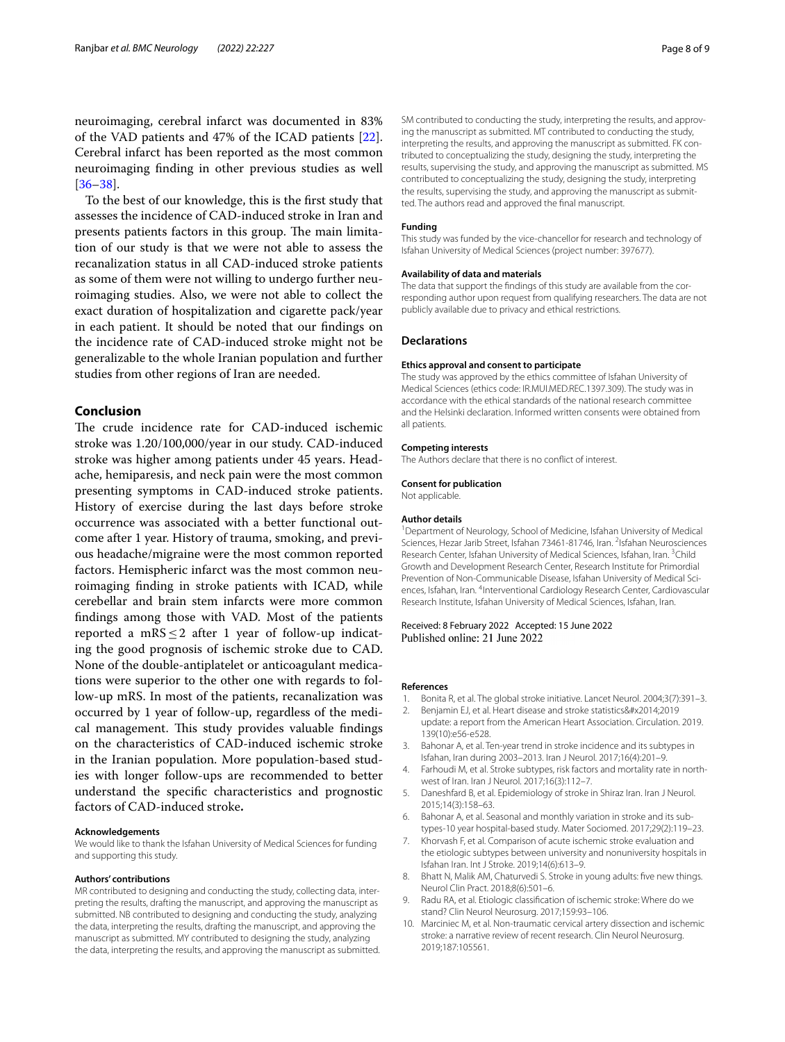neuroimaging, cerebral infarct was documented in 83% of the VAD patients and 47% of the ICAD patients [22]. Cerebral infarct has been reported as the most common neuroimaging finding in other previous studies as well [36–38].

To the best of our knowledge, this is the first study that assesses the incidence of CAD-induced stroke in Iran and presents patients factors in this group. The main limitation of our study is that we were not able to assess the recanalization status in all CAD-induced stroke patients as some of them were not willing to undergo further neuroimaging studies. Also, we were not able to collect the exact duration of hospitalization and cigarette pack/year in each patient. It should be noted that our findings on the incidence rate of CAD-induced stroke might not be generalizable to the whole Iranian population and further studies from other regions of Iran are needed.

## Conclusion

The crude incidence rate for CAD-induced ischemic stroke was 1.20/100,000/year in our study. CAD-induced stroke was higher among patients under 45 years. Headache, hemiparesis, and neck pain were the most common presenting symptoms in CAD-induced stroke patients. History of exercise during the last days before stroke occurrence was associated with a better functional outcome after 1 year. History of trauma, smoking, and previous headache/migraine were the most common reported factors. Hemispheric infarct was the most common neuroimaging finding in stroke patients with ICAD, while cerebellar and brain stem infarcts were more common findings among those with VAD. Most of the patients reported a mRS $\leq$ 2 after 1 year of follow-up indicating the good prognosis of ischemic stroke due to CAD. None of the double-antiplatelet or anticoagulant medications were superior to the other one with regards to follow-up mRS. In most of the patients, recanalization was occurred by 1 year of follow-up, regardless of the medical management. This study provides valuable findings on the characteristics of CAD-induced ischemic stroke in the Iranian population. More population-based studies with longer follow-ups are recommended to better understand the specific characteristics and prognostic factors of CAD-induced stroke**.**

#### Acknowledgements

We would like to thank the Isfahan University of Medical Sciences for funding and supporting this study.

#### Authors' contributions

MR contributed to designing and conducting the study, collecting data, interpreting the results, drafting the manuscript, and approving the manuscript as submitted. NB contributed to designing and conducting the study, analyzing the data, interpreting the results, drafting the manuscript, and approving the manuscript as submitted. MY contributed to designing the study, analyzing the data, interpreting the results, and approving the manuscript as submitted. SM contributed to conducting the study, interpreting the results, and approving the manuscript as submitted. MT contributed to conducting the study, interpreting the results, and approving the manuscript as submitted. FK contributed to conceptualizing the study, designing the study, interpreting the results, supervising the study, and approving the manuscript as submitted. MS contributed to conceptualizing the study, designing the study, interpreting the results, supervising the study, and approving the manuscript as submitted. The authors read and approved the final manuscript.

#### Funding

This study was funded by the vice-chancellor for research and technology of Isfahan University of Medical Sciences (project number: 397677).

#### Availability of data and materials

The data that support the findings of this study are available from the corresponding author upon request from qualifying researchers. The data are not publicly available due to privacy and ethical restrictions.

## Declarations

#### Ethics approval and consent to participate

The study was approved by the ethics committee of Isfahan University of Medical Sciences (ethics code: IR.MUI.MED.REC.1397.309). The study was in accordance with the ethical standards of the national research committee and the Helsinki declaration. Informed written consents were obtained from all patients.

#### Competing interests

The Authors declare that there is no conflict of interest.

#### Consent for publication

Not applicable.

#### Author details

[1]Department of Neurology, School of Medicine, Isfahan University of Medical Sciences, Hezar Jarib Street, Isfahan 73461-81746, Iran. [2]Isfahan Neurosciences Research Center, Isfahan University of Medical Sciences, Isfahan, Iran. [3]Child Growth and Development Research Center, Research Institute for Primordial Prevention of Non-Communicable Disease, Isfahan University of Medical Sciences, Isfahan, Iran. [4]Interventional Cardiology Research Center, Cardiovascular Research Institute, Isfahan University of Medical Sciences, Isfahan, Iran.

Received: 8 February 2022 Accepted: 15 June 2022
Published online: 21 June 2022

#### References

1. Bonita R, et al. The global stroke initiative. Lancet Neurol. 2004;3(7):391–3.
2. Benjamin EJ, et al. Heart disease and stroke statistics&#x2014;2019 update: a report from the American Heart Association. Circulation. 2019. 139(10):e56-e528.
3. Bahonar A, et al. Ten-year trend in stroke incidence and its subtypes in Isfahan, Iran during 2003–2013. Iran J Neurol. 2017;16(4):201–9.
4. Farhoudi M, et al. Stroke subtypes, risk factors and mortality rate in northwest of Iran. Iran J Neurol. 2017;16(3):112–7.
5. Daneshfard B, et al. Epidemiology of stroke in Shiraz Iran. Iran J Neurol. 2015;14(3):158–63.
6. Bahonar A, et al. Seasonal and monthly variation in stroke and its subtypes-10 year hospital-based study. Mater Sociomed. 2017;29(2):119–23.
7. Khorvash F, et al. Comparison of acute ischemic stroke evaluation and the etiologic subtypes between university and nonuniversity hospitals in Isfahan Iran. Int J Stroke. 2019;14(6):613–9.
8. Bhatt N, Malik AM, Chaturvedi S. Stroke in young adults: five new things. Neurol Clin Pract. 2018;8(6):501–6.
9. Radu RA, et al. Etiologic classification of ischemic stroke: Where do we stand? Clin Neurol Neurosurg. 2017;159:93–106.
10. Marciniec M, et al. Non-traumatic cervical artery dissection and ischemic stroke: a narrative review of recent research. Clin Neurol Neurosurg. 2019;187:105561.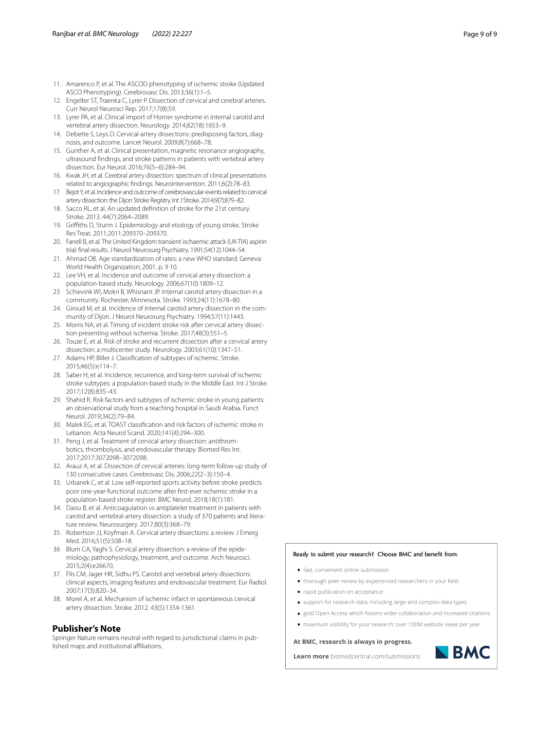11. Amarenco P, et al. The ASCOD phenotyping of ischemic stroke (Updated ASCO Phenotyping). Cerebrovasc Dis. 2013;36(1):1–5.
12. Engelter ST, Traenka C, Lyrer P. Dissection of cervical and cerebral arteries. Curr Neurol Neurosci Rep. 2017;17(8):59.
13. Lyrer PA, et al. Clinical import of Horner syndrome in internal carotid and vertebral artery dissection. Neurology. 2014;82(18):1653–9.
14. Debette S, Leys D. Cervical-artery dissections: predisposing factors, diagnosis, and outcome. Lancet Neurol. 2009;8(7):668–78.
15. Gunther A, et al. Clinical presentation, magnetic resonance angiography, ultrasound findings, and stroke patterns in patients with vertebral artery dissection. Eur Neurol. 2016;76(5–6):284–94.
16. Kwak JH, et al. Cerebral artery dissection: spectrum of clinical presentations related to angiographic findings. Neurointervention. 2011;6(2):78–83.
17. Bejot Y, et al. Incidence and outcome of cerebrovascular events related to cervical artery dissection: the Dijon Stroke Registry. Int J Stroke. 2014;9(7):879–82.
18. Sacco RL, et al. An updated definition of stroke for the 21st century. Stroke. 2013. 44(7):2064–2089.
19. Griffiths D, Sturm J. Epidemiology and etiology of young stroke. Stroke Res Treat. 2011;2011:209370–209370.
20. Farrell B, et al. The United Kingdom transient ischaemic attack (UK-TIA) aspirin trial: final results. J Neurol Neurosurg Psychiatry. 1991;54(12):1044–54.
21. Ahmad OB. Age standardization of rates: a new WHO standard. Geneva: World Health Organization; 2001. p. 9 10.
22. Lee VH, et al. Incidence and outcome of cervical artery dissection: a population-based study. Neurology. 2006;67(10):1809–12.
23 Schievink WI, Mokri B, Whisnant JP. Internal carotid artery dissection in a community. Rochester, Minnesota. Stroke. 1993;24(11):1678–80.
24. Giroud M, et al. Incidence of internal carotid artery dissection in the community of Dijon. J Neurol Neurosurg Psychiatry. 1994;57(11):1443.
25. Morris NA, et al. Timing of incident stroke risk after cervical artery dissection presenting without ischemia. Stroke. 2017;48(3):551–5.
26. Touze E, et al. Risk of stroke and recurrent dissection after a cervical artery dissection: a multicenter study. Neurology. 2003;61(10):1347–51.
27. Adams HP, Biller J. Classification of subtypes of ischemic. Stroke. 2015;46(5):e114–7.
28. Saber H, et al. Incidence, recurrence, and long-term survival of ischemic stroke subtypes: a population-based study in the Middle East. Int J Stroke. 2017;12(8):835–43.
29. Shahid R. Risk factors and subtypes of ischemic stroke in young patients: an observational study from a teaching hospital in Saudi Arabia. Funct Neurol. 2019;34(2):79–84.
30. Malek EG, et al. TOAST classification and risk factors of ischemic stroke in Lebanon. Acta Neurol Scand. 2020;141(4):294–300.
31. Peng J, et al. Treatment of cervical artery dissection: antithrombotics, thrombolysis, and endovascular therapy. Biomed Res Int. 2017;2017:3072098–3072098.
32. Arauz A, et al. Dissection of cervical arteries: long-term follow-up study of 130 consecutive cases. Cerebrovasc Dis. 2006;22(2–3):150–4.
33. Urbanek C, et al. Low self-reported sports activity before stroke predicts poor one-year-functional outcome after first-ever ischemic stroke in a population-based stroke register. BMC Neurol. 2018;18(1):181.
34. Daou B, et al. Anticoagulation vs antiplatelet treatment in patients with carotid and vertebral artery dissection: a study of 370 patients and literature review. Neurosurgery. 2017;80(3):368–79.
35. Robertson JJ, Koyfman A. Cervical artery dissections: a review. J Emerg Med. 2016;51(5):508–18.
36 Blum CA, Yaghi S. Cervical artery dissection: a review of the epidemiology, pathophysiology, treatment, and outcome. Arch Neurosci. 2015;2(4):e26670.
37. Flis CM, Jager HR, Sidhu PS. Carotid and vertebral artery dissections: clinical aspects, imaging features and endovascular treatment. Eur Radiol. 2007;17(3):820–34.
38. Morel A, et al. Mechanism of ischemic infarct in spontaneous cervical artery dissection. Stroke. 2012. 43(5):1354-1361.

## Publisher's Note

Springer Nature remains neutral with regard to jurisdictional claims in published maps and institutional affiliations.

Ready to submit your research? Choose BMC and benefit from:

- fast, convenient online submission
- thorough peer review by experienced researchers in your field
- rapid publication on acceptance
- support for research data, including large and complex data types
- gold Open Access which fosters wider collaboration and increased citations
- maximum visibility for your research: over 100M website views per year

**At BMC, research is always in progress.**

**Learn more** biomedcentral.com/submissions

BMC